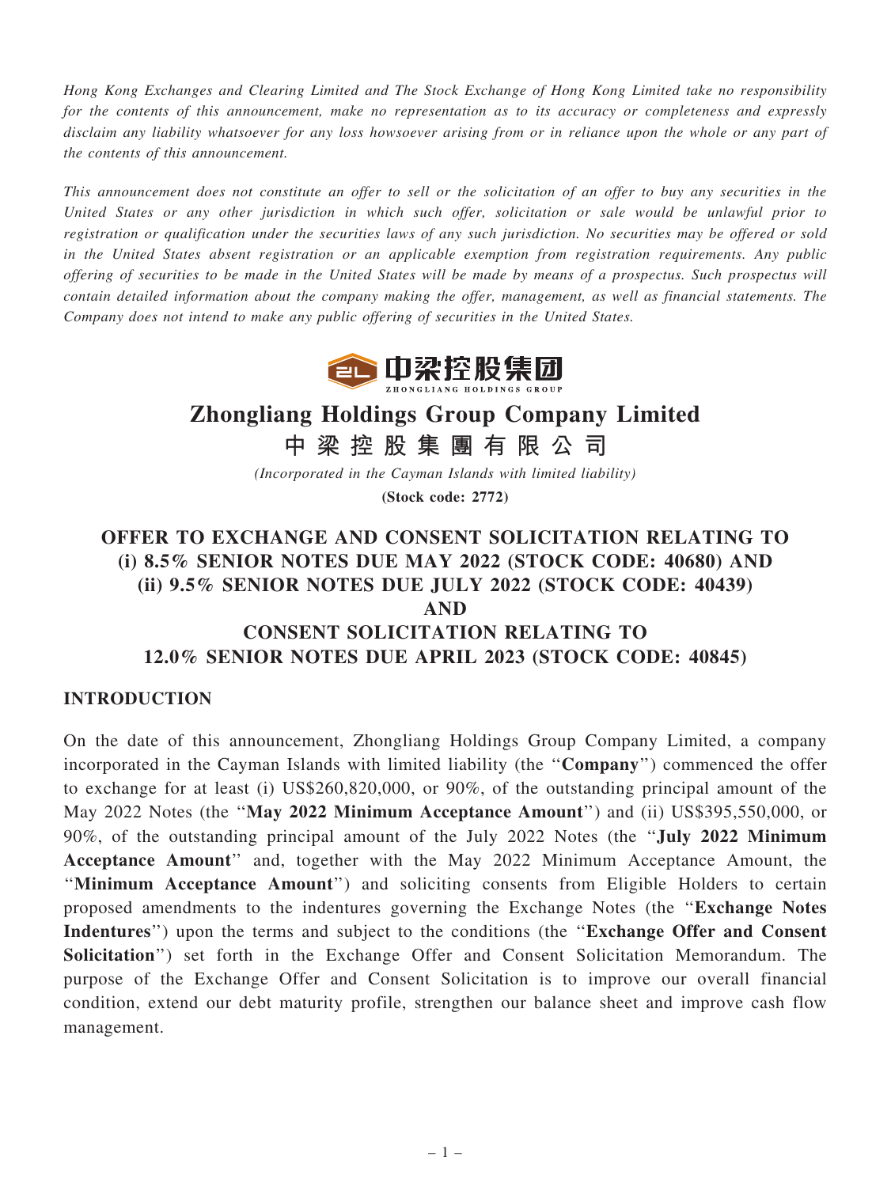*Hong Kong Exchanges and Clearing Limited and The Stock Exchange of Hong Kong Limited take no responsibility for the contents of this announcement, make no representation as to its accuracy or completeness and expressly disclaim any liability whatsoever for any loss howsoever arising from or in reliance upon the whole or any part of the contents of this announcement.*

*This announcement does not constitute an offer to sell or the solicitation of an offer to buy any securities in the United States or any other jurisdiction in which such offer, solicitation or sale would be unlawful prior to registration or qualification under the securities laws of any such jurisdiction. No securities may be offered or sold in the United States absent registration or an applicable exemption from registration requirements. Any public offering of securities to be made in the United States will be made by means of a prospectus. Such prospectus will contain detailed information about the company making the offer, management, as well as financial statements. The Company does not intend to make any public offering of securities in the United States.*

# Zhongliang Holdings Group Company Limited

# 中 梁 控 股 集 團 有 限 公 司

*(Incorporated in the Cayman Islands with limited liability)*

**(Stock code: 2772)**

## OFFER TO EXCHANGE AND CONSENT SOLICITATION RELATING TO (i) 8.5% SENIOR NOTES DUE MAY 2022 (STOCK CODE: 40680) AND (ii) 9.5% SENIOR NOTES DUE JULY 2022 (STOCK CODE: 40439) AND CONSENT SOLICITATION RELATING TO 12.0% SENIOR NOTES DUE APRIL 2023 (STOCK CODE: 40845)

## INTRODUCTION

On the date of this announcement, Zhongliang Holdings Group Company Limited, a company incorporated in the Cayman Islands with limited liability (the "**Company**") commenced the offer to exchange for at least (i) US$260,820,000, or 90%, of the outstanding principal amount of the May 2022 Notes (the "**May 2022 Minimum Acceptance Amount**") and (ii) US$395,550,000, or 90%, of the outstanding principal amount of the July 2022 Notes (the "**July 2022 Minimum Acceptance Amount**" and, together with the May 2022 Minimum Acceptance Amount, the "**Minimum Acceptance Amount**") and soliciting consents from Eligible Holders to certain proposed amendments to the indentures governing the Exchange Notes (the "**Exchange Notes Indentures**") upon the terms and subject to the conditions (the "**Exchange Offer and Consent Solicitation**") set forth in the Exchange Offer and Consent Solicitation Memorandum. The purpose of the Exchange Offer and Consent Solicitation is to improve our overall financial condition, extend our debt maturity profile, strengthen our balance sheet and improve cash flow management.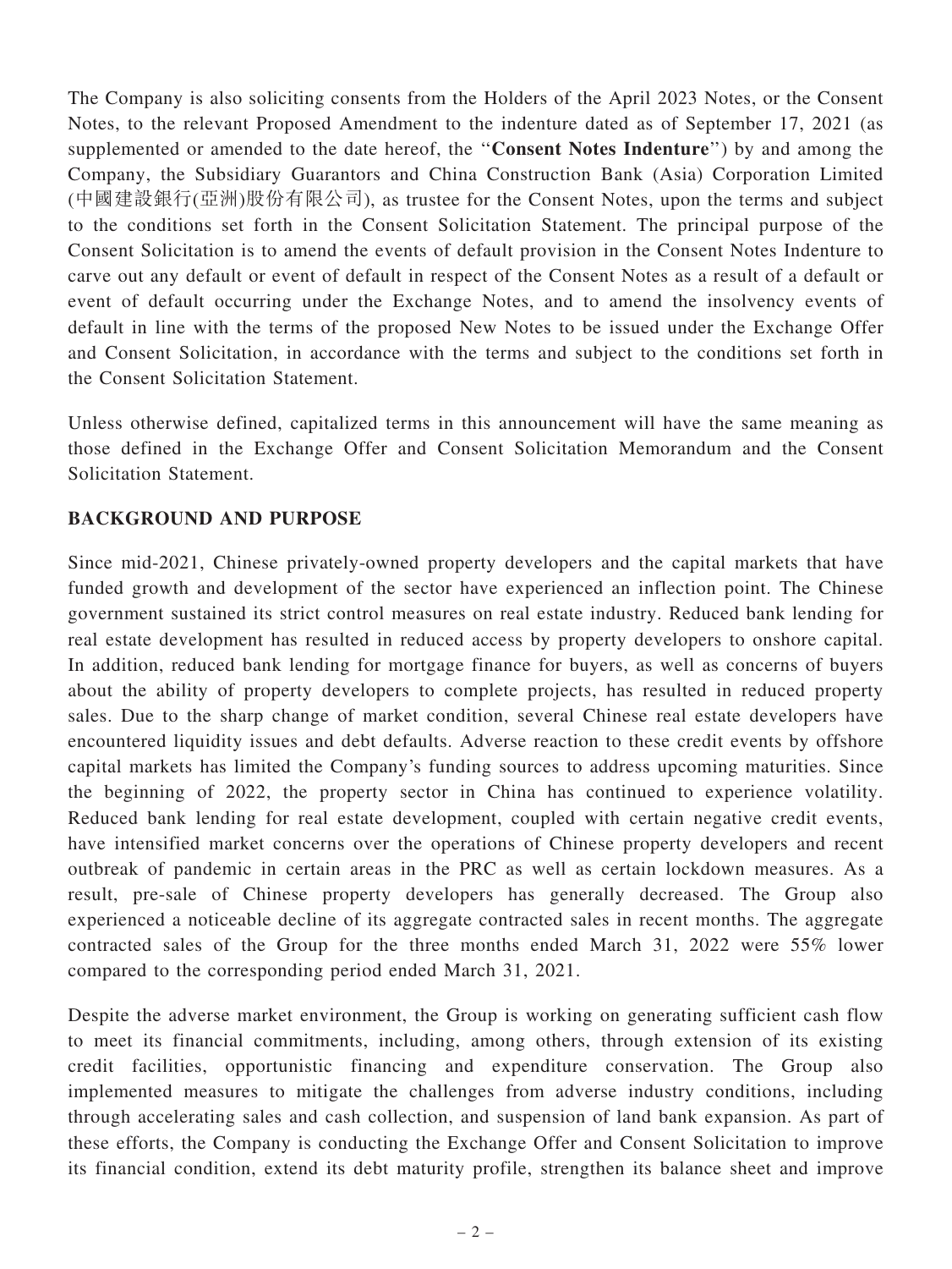The Company is also soliciting consents from the Holders of the April 2023 Notes, or the Consent Notes, to the relevant Proposed Amendment to the indenture dated as of September 17, 2021 (as supplemented or amended to the date hereof, the "**Consent Notes Indenture**") by and among the Company, the Subsidiary Guarantors and China Construction Bank (Asia) Corporation Limited (中國建設銀行(亞洲)股份有限公司), as trustee for the Consent Notes, upon the terms and subject to the conditions set forth in the Consent Solicitation Statement. The principal purpose of the Consent Solicitation is to amend the events of default provision in the Consent Notes Indenture to carve out any default or event of default in respect of the Consent Notes as a result of a default or event of default occurring under the Exchange Notes, and to amend the insolvency events of default in line with the terms of the proposed New Notes to be issued under the Exchange Offer and Consent Solicitation, in accordance with the terms and subject to the conditions set forth in the Consent Solicitation Statement.

Unless otherwise defined, capitalized terms in this announcement will have the same meaning as those defined in the Exchange Offer and Consent Solicitation Memorandum and the Consent Solicitation Statement.

## BACKGROUND AND PURPOSE

Since mid-2021, Chinese privately-owned property developers and the capital markets that have funded growth and development of the sector have experienced an inflection point. The Chinese government sustained its strict control measures on real estate industry. Reduced bank lending for real estate development has resulted in reduced access by property developers to onshore capital. In addition, reduced bank lending for mortgage finance for buyers, as well as concerns of buyers about the ability of property developers to complete projects, has resulted in reduced property sales. Due to the sharp change of market condition, several Chinese real estate developers have encountered liquidity issues and debt defaults. Adverse reaction to these credit events by offshore capital markets has limited the Company's funding sources to address upcoming maturities. Since the beginning of 2022, the property sector in China has continued to experience volatility. Reduced bank lending for real estate development, coupled with certain negative credit events, have intensified market concerns over the operations of Chinese property developers and recent outbreak of pandemic in certain areas in the PRC as well as certain lockdown measures. As a result, pre-sale of Chinese property developers has generally decreased. The Group also experienced a noticeable decline of its aggregate contracted sales in recent months. The aggregate contracted sales of the Group for the three months ended March 31, 2022 were 55% lower compared to the corresponding period ended March 31, 2021.

Despite the adverse market environment, the Group is working on generating sufficient cash flow to meet its financial commitments, including, among others, through extension of its existing credit facilities, opportunistic financing and expenditure conservation. The Group also implemented measures to mitigate the challenges from adverse industry conditions, including through accelerating sales and cash collection, and suspension of land bank expansion. As part of these efforts, the Company is conducting the Exchange Offer and Consent Solicitation to improve its financial condition, extend its debt maturity profile, strengthen its balance sheet and improve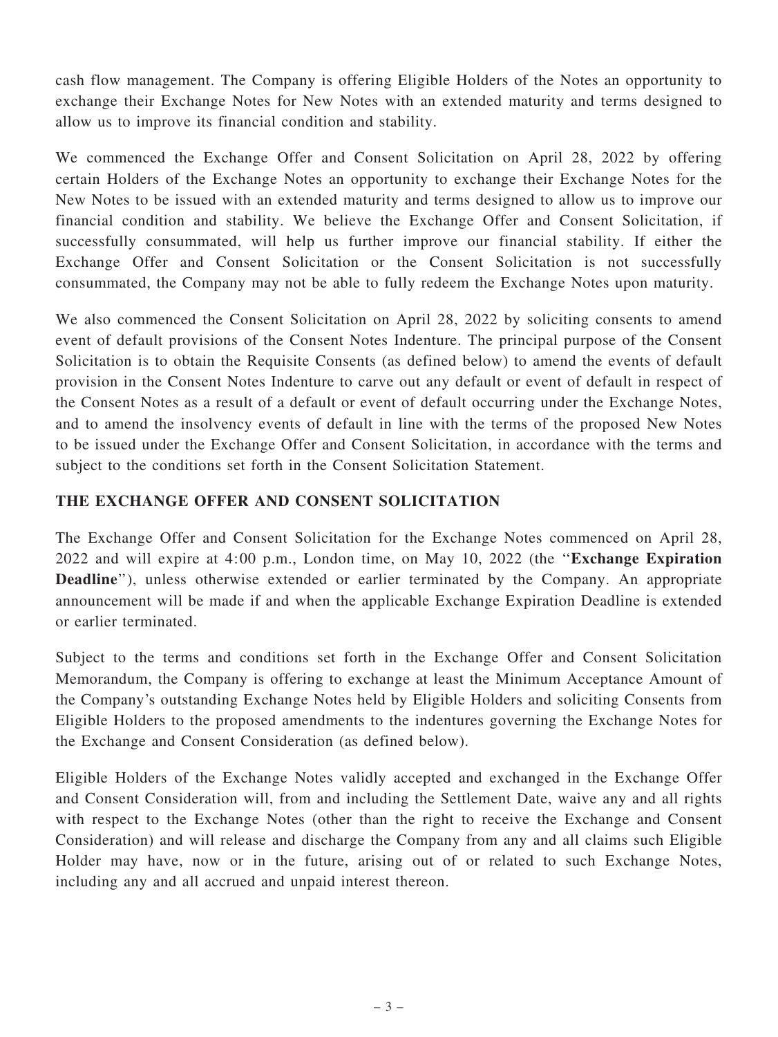cash flow management. The Company is offering Eligible Holders of the Notes an opportunity to exchange their Exchange Notes for New Notes with an extended maturity and terms designed to allow us to improve its financial condition and stability.

We commenced the Exchange Offer and Consent Solicitation on April 28, 2022 by offering certain Holders of the Exchange Notes an opportunity to exchange their Exchange Notes for the New Notes to be issued with an extended maturity and terms designed to allow us to improve our financial condition and stability. We believe the Exchange Offer and Consent Solicitation, if successfully consummated, will help us further improve our financial stability. If either the Exchange Offer and Consent Solicitation or the Consent Solicitation is not successfully consummated, the Company may not be able to fully redeem the Exchange Notes upon maturity.

We also commenced the Consent Solicitation on April 28, 2022 by soliciting consents to amend event of default provisions of the Consent Notes Indenture. The principal purpose of the Consent Solicitation is to obtain the Requisite Consents (as defined below) to amend the events of default provision in the Consent Notes Indenture to carve out any default or event of default in respect of the Consent Notes as a result of a default or event of default occurring under the Exchange Notes, and to amend the insolvency events of default in line with the terms of the proposed New Notes to be issued under the Exchange Offer and Consent Solicitation, in accordance with the terms and subject to the conditions set forth in the Consent Solicitation Statement.

## THE EXCHANGE OFFER AND CONSENT SOLICITATION

The Exchange Offer and Consent Solicitation for the Exchange Notes commenced on April 28, 2022 and will expire at 4:00 p.m., London time, on May 10, 2022 (the "**Exchange Expiration Deadline**"), unless otherwise extended or earlier terminated by the Company. An appropriate announcement will be made if and when the applicable Exchange Expiration Deadline is extended or earlier terminated.

Subject to the terms and conditions set forth in the Exchange Offer and Consent Solicitation Memorandum, the Company is offering to exchange at least the Minimum Acceptance Amount of the Company's outstanding Exchange Notes held by Eligible Holders and soliciting Consents from Eligible Holders to the proposed amendments to the indentures governing the Exchange Notes for the Exchange and Consent Consideration (as defined below).

Eligible Holders of the Exchange Notes validly accepted and exchanged in the Exchange Offer and Consent Consideration will, from and including the Settlement Date, waive any and all rights with respect to the Exchange Notes (other than the right to receive the Exchange and Consent Consideration) and will release and discharge the Company from any and all claims such Eligible Holder may have, now or in the future, arising out of or related to such Exchange Notes, including any and all accrued and unpaid interest thereon.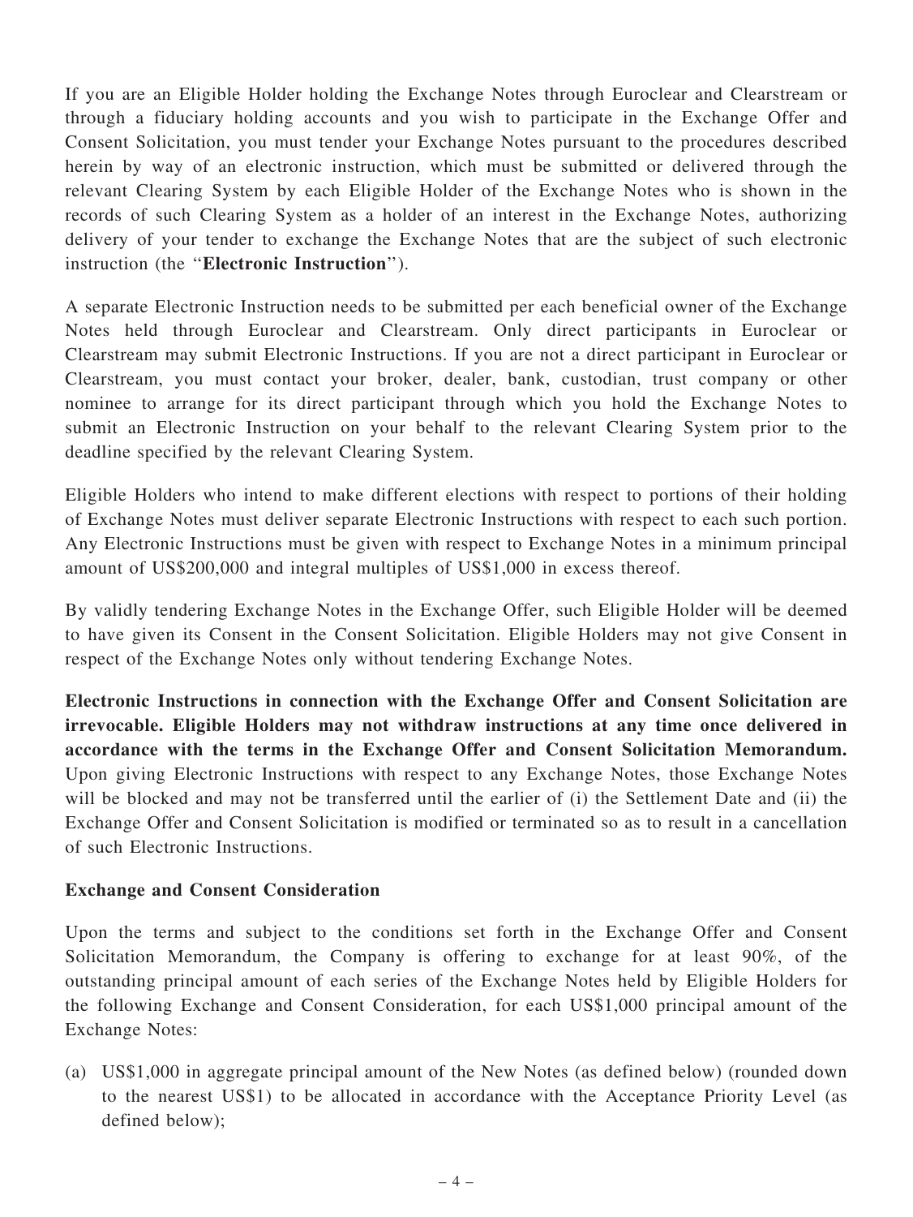If you are an Eligible Holder holding the Exchange Notes through Euroclear and Clearstream or through a fiduciary holding accounts and you wish to participate in the Exchange Offer and Consent Solicitation, you must tender your Exchange Notes pursuant to the procedures described herein by way of an electronic instruction, which must be submitted or delivered through the relevant Clearing System by each Eligible Holder of the Exchange Notes who is shown in the records of such Clearing System as a holder of an interest in the Exchange Notes, authorizing delivery of your tender to exchange the Exchange Notes that are the subject of such electronic instruction (the "**Electronic Instruction**").

A separate Electronic Instruction needs to be submitted per each beneficial owner of the Exchange Notes held through Euroclear and Clearstream. Only direct participants in Euroclear or Clearstream may submit Electronic Instructions. If you are not a direct participant in Euroclear or Clearstream, you must contact your broker, dealer, bank, custodian, trust company or other nominee to arrange for its direct participant through which you hold the Exchange Notes to submit an Electronic Instruction on your behalf to the relevant Clearing System prior to the deadline specified by the relevant Clearing System.

Eligible Holders who intend to make different elections with respect to portions of their holding of Exchange Notes must deliver separate Electronic Instructions with respect to each such portion. Any Electronic Instructions must be given with respect to Exchange Notes in a minimum principal amount of US$200,000 and integral multiples of US$1,000 in excess thereof.

By validly tendering Exchange Notes in the Exchange Offer, such Eligible Holder will be deemed to have given its Consent in the Consent Solicitation. Eligible Holders may not give Consent in respect of the Exchange Notes only without tendering Exchange Notes.

**Electronic Instructions in connection with the Exchange Offer and Consent Solicitation are irrevocable. Eligible Holders may not withdraw instructions at any time once delivered in accordance with the terms in the Exchange Offer and Consent Solicitation Memorandum.** Upon giving Electronic Instructions with respect to any Exchange Notes, those Exchange Notes will be blocked and may not be transferred until the earlier of (i) the Settlement Date and (ii) the Exchange Offer and Consent Solicitation is modified or terminated so as to result in a cancellation of such Electronic Instructions.

**Exchange and Consent Consideration**

Upon the terms and subject to the conditions set forth in the Exchange Offer and Consent Solicitation Memorandum, the Company is offering to exchange for at least 90%, of the outstanding principal amount of each series of the Exchange Notes held by Eligible Holders for the following Exchange and Consent Consideration, for each US$1,000 principal amount of the Exchange Notes:

(a) US$1,000 in aggregate principal amount of the New Notes (as defined below) (rounded down to the nearest US$1) to be allocated in accordance with the Acceptance Priority Level (as defined below);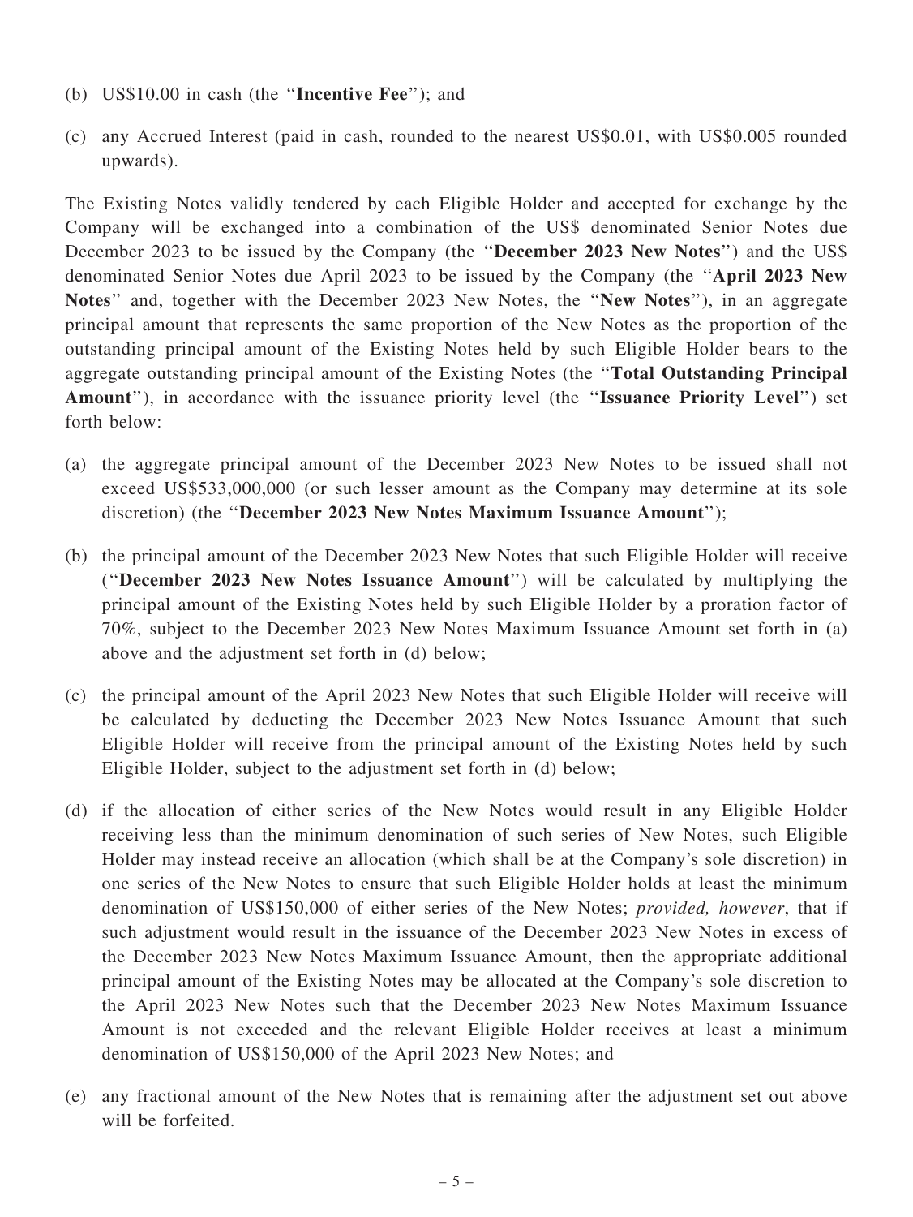(b) US$10.00 in cash (the "**Incentive Fee**"); and

(c) any Accrued Interest (paid in cash, rounded to the nearest US$0.01, with US$0.005 rounded upwards).

The Existing Notes validly tendered by each Eligible Holder and accepted for exchange by the Company will be exchanged into a combination of the US$ denominated Senior Notes due December 2023 to be issued by the Company (the "**December 2023 New Notes**") and the US$ denominated Senior Notes due April 2023 to be issued by the Company (the "**April 2023 New Notes**" and, together with the December 2023 New Notes, the "**New Notes**"), in an aggregate principal amount that represents the same proportion of the New Notes as the proportion of the outstanding principal amount of the Existing Notes held by such Eligible Holder bears to the aggregate outstanding principal amount of the Existing Notes (the "**Total Outstanding Principal Amount**"), in accordance with the issuance priority level (the "**Issuance Priority Level**") set forth below:

(a) the aggregate principal amount of the December 2023 New Notes to be issued shall not exceed US$533,000,000 (or such lesser amount as the Company may determine at its sole discretion) (the "**December 2023 New Notes Maximum Issuance Amount**");

(b) the principal amount of the December 2023 New Notes that such Eligible Holder will receive ("**December 2023 New Notes Issuance Amount**") will be calculated by multiplying the principal amount of the Existing Notes held by such Eligible Holder by a proration factor of 70%, subject to the December 2023 New Notes Maximum Issuance Amount set forth in (a) above and the adjustment set forth in (d) below;

(c) the principal amount of the April 2023 New Notes that such Eligible Holder will receive will be calculated by deducting the December 2023 New Notes Issuance Amount that such Eligible Holder will receive from the principal amount of the Existing Notes held by such Eligible Holder, subject to the adjustment set forth in (d) below;

(d) if the allocation of either series of the New Notes would result in any Eligible Holder receiving less than the minimum denomination of such series of New Notes, such Eligible Holder may instead receive an allocation (which shall be at the Company's sole discretion) in one series of the New Notes to ensure that such Eligible Holder holds at least the minimum denomination of US$150,000 of either series of the New Notes; *provided, however*, that if such adjustment would result in the issuance of the December 2023 New Notes in excess of the December 2023 New Notes Maximum Issuance Amount, then the appropriate additional principal amount of the Existing Notes may be allocated at the Company's sole discretion to the April 2023 New Notes such that the December 2023 New Notes Maximum Issuance Amount is not exceeded and the relevant Eligible Holder receives at least a minimum denomination of US$150,000 of the April 2023 New Notes; and

(e) any fractional amount of the New Notes that is remaining after the adjustment set out above will be forfeited.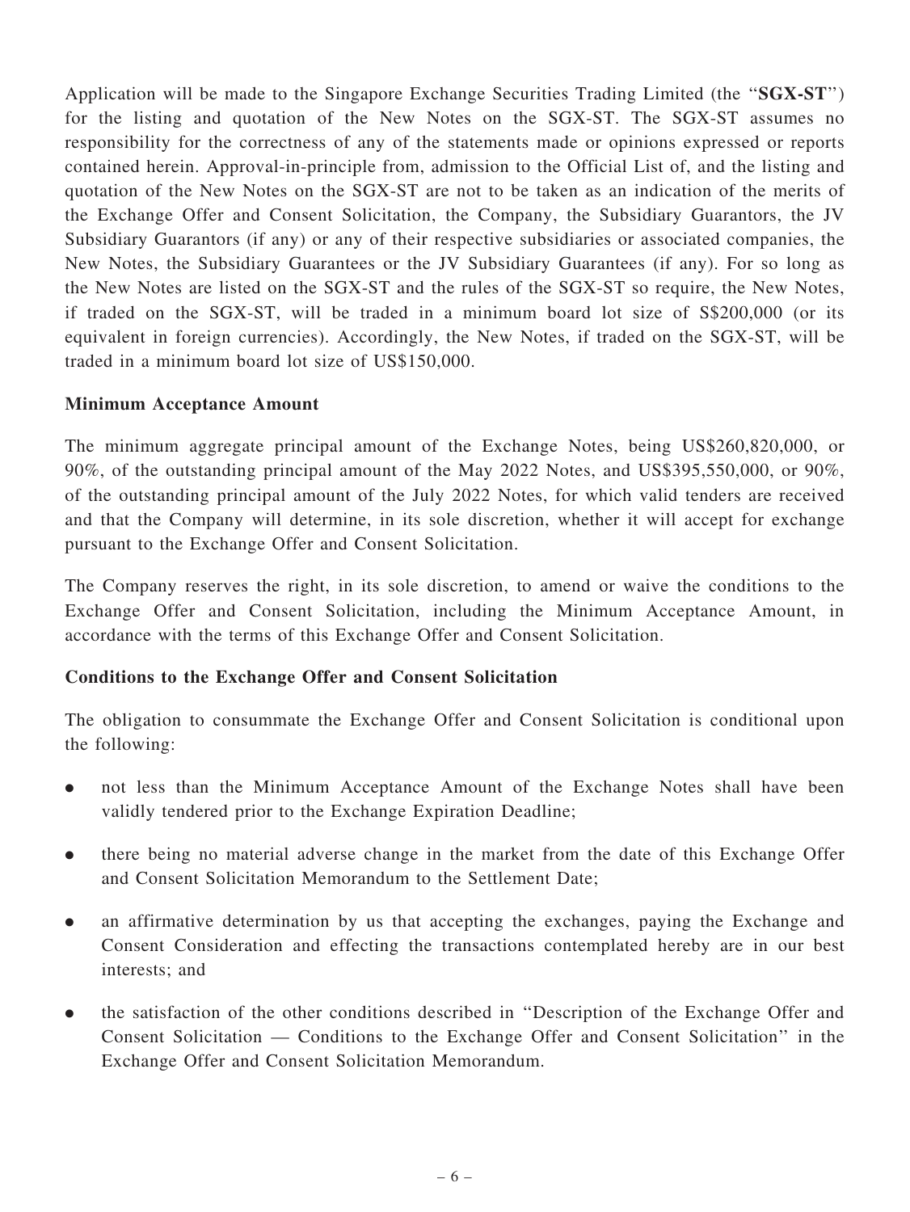Application will be made to the Singapore Exchange Securities Trading Limited (the "**SGX-ST**") for the listing and quotation of the New Notes on the SGX-ST. The SGX-ST assumes no responsibility for the correctness of any of the statements made or opinions expressed or reports contained herein. Approval-in-principle from, admission to the Official List of, and the listing and quotation of the New Notes on the SGX-ST are not to be taken as an indication of the merits of the Exchange Offer and Consent Solicitation, the Company, the Subsidiary Guarantors, the JV Subsidiary Guarantors (if any) or any of their respective subsidiaries or associated companies, the New Notes, the Subsidiary Guarantees or the JV Subsidiary Guarantees (if any). For so long as the New Notes are listed on the SGX-ST and the rules of the SGX-ST so require, the New Notes, if traded on the SGX-ST, will be traded in a minimum board lot size of S$200,000 (or its equivalent in foreign currencies). Accordingly, the New Notes, if traded on the SGX-ST, will be traded in a minimum board lot size of US$150,000.

**Minimum Acceptance Amount**

The minimum aggregate principal amount of the Exchange Notes, being US$260,820,000, or 90%, of the outstanding principal amount of the May 2022 Notes, and US$395,550,000, or 90%, of the outstanding principal amount of the July 2022 Notes, for which valid tenders are received and that the Company will determine, in its sole discretion, whether it will accept for exchange pursuant to the Exchange Offer and Consent Solicitation.

The Company reserves the right, in its sole discretion, to amend or waive the conditions to the Exchange Offer and Consent Solicitation, including the Minimum Acceptance Amount, in accordance with the terms of this Exchange Offer and Consent Solicitation.

**Conditions to the Exchange Offer and Consent Solicitation**

The obligation to consummate the Exchange Offer and Consent Solicitation is conditional upon the following:

- not less than the Minimum Acceptance Amount of the Exchange Notes shall have been validly tendered prior to the Exchange Expiration Deadline;
- there being no material adverse change in the market from the date of this Exchange Offer and Consent Solicitation Memorandum to the Settlement Date;
- an affirmative determination by us that accepting the exchanges, paying the Exchange and Consent Consideration and effecting the transactions contemplated hereby are in our best interests; and
- the satisfaction of the other conditions described in "Description of the Exchange Offer and Consent Solicitation — Conditions to the Exchange Offer and Consent Solicitation" in the Exchange Offer and Consent Solicitation Memorandum.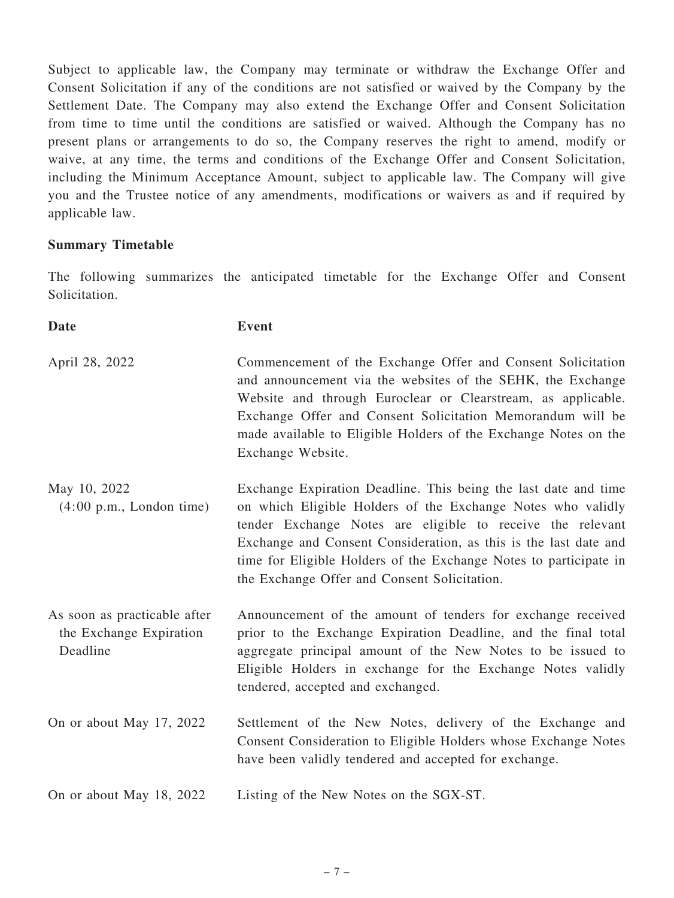Subject to applicable law, the Company may terminate or withdraw the Exchange Offer and Consent Solicitation if any of the conditions are not satisfied or waived by the Company by the Settlement Date. The Company may also extend the Exchange Offer and Consent Solicitation from time to time until the conditions are satisfied or waived. Although the Company has no present plans or arrangements to do so, the Company reserves the right to amend, modify or waive, at any time, the terms and conditions of the Exchange Offer and Consent Solicitation, including the Minimum Acceptance Amount, subject to applicable law. The Company will give you and the Trustee notice of any amendments, modifications or waivers as and if required by applicable law.

**Summary Timetable**

The following summarizes the anticipated timetable for the Exchange Offer and Consent Solicitation.

| **Date** | **Event** |
|---|---|
| April 28, 2022 | Commencement of the Exchange Offer and Consent Solicitation and announcement via the websites of the SEHK, the Exchange Website and through Euroclear or Clearstream, as applicable. Exchange Offer and Consent Solicitation Memorandum will be made available to Eligible Holders of the Exchange Notes on the Exchange Website. |
| May 10, 2022 (4:00 p.m., London time) | Exchange Expiration Deadline. This being the last date and time on which Eligible Holders of the Exchange Notes who validly tender Exchange Notes are eligible to receive the relevant Exchange and Consent Consideration, as this is the last date and time for Eligible Holders of the Exchange Notes to participate in the Exchange Offer and Consent Solicitation. |
| As soon as practicable after the Exchange Expiration Deadline | Announcement of the amount of tenders for exchange received prior to the Exchange Expiration Deadline, and the final total aggregate principal amount of the New Notes to be issued to Eligible Holders in exchange for the Exchange Notes validly tendered, accepted and exchanged. |
| On or about May 17, 2022 | Settlement of the New Notes, delivery of the Exchange and Consent Consideration to Eligible Holders whose Exchange Notes have been validly tendered and accepted for exchange. |
| On or about May 18, 2022 | Listing of the New Notes on the SGX-ST. |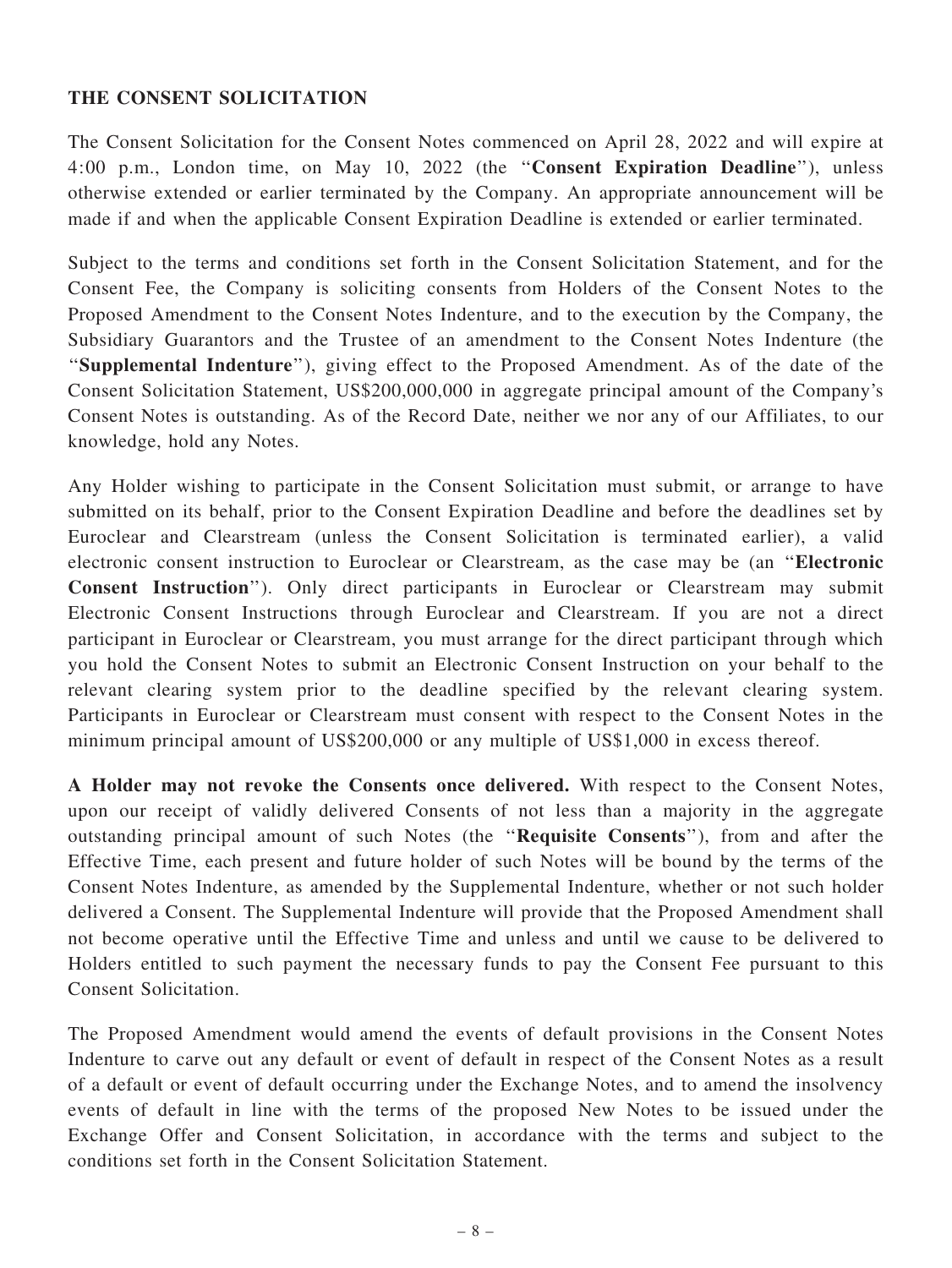## THE CONSENT SOLICITATION

The Consent Solicitation for the Consent Notes commenced on April 28, 2022 and will expire at 4:00 p.m., London time, on May 10, 2022 (the "**Consent Expiration Deadline**"), unless otherwise extended or earlier terminated by the Company. An appropriate announcement will be made if and when the applicable Consent Expiration Deadline is extended or earlier terminated.

Subject to the terms and conditions set forth in the Consent Solicitation Statement, and for the Consent Fee, the Company is soliciting consents from Holders of the Consent Notes to the Proposed Amendment to the Consent Notes Indenture, and to the execution by the Company, the Subsidiary Guarantors and the Trustee of an amendment to the Consent Notes Indenture (the "**Supplemental Indenture**"), giving effect to the Proposed Amendment. As of the date of the Consent Solicitation Statement, US$200,000,000 in aggregate principal amount of the Company's Consent Notes is outstanding. As of the Record Date, neither we nor any of our Affiliates, to our knowledge, hold any Notes.

Any Holder wishing to participate in the Consent Solicitation must submit, or arrange to have submitted on its behalf, prior to the Consent Expiration Deadline and before the deadlines set by Euroclear and Clearstream (unless the Consent Solicitation is terminated earlier), a valid electronic consent instruction to Euroclear or Clearstream, as the case may be (an "**Electronic Consent Instruction**"). Only direct participants in Euroclear or Clearstream may submit Electronic Consent Instructions through Euroclear and Clearstream. If you are not a direct participant in Euroclear or Clearstream, you must arrange for the direct participant through which you hold the Consent Notes to submit an Electronic Consent Instruction on your behalf to the relevant clearing system prior to the deadline specified by the relevant clearing system. Participants in Euroclear or Clearstream must consent with respect to the Consent Notes in the minimum principal amount of US$200,000 or any multiple of US$1,000 in excess thereof.

**A Holder may not revoke the Consents once delivered.** With respect to the Consent Notes, upon our receipt of validly delivered Consents of not less than a majority in the aggregate outstanding principal amount of such Notes (the "**Requisite Consents**"), from and after the Effective Time, each present and future holder of such Notes will be bound by the terms of the Consent Notes Indenture, as amended by the Supplemental Indenture, whether or not such holder delivered a Consent. The Supplemental Indenture will provide that the Proposed Amendment shall not become operative until the Effective Time and unless and until we cause to be delivered to Holders entitled to such payment the necessary funds to pay the Consent Fee pursuant to this Consent Solicitation.

The Proposed Amendment would amend the events of default provisions in the Consent Notes Indenture to carve out any default or event of default in respect of the Consent Notes as a result of a default or event of default occurring under the Exchange Notes, and to amend the insolvency events of default in line with the terms of the proposed New Notes to be issued under the Exchange Offer and Consent Solicitation, in accordance with the terms and subject to the conditions set forth in the Consent Solicitation Statement.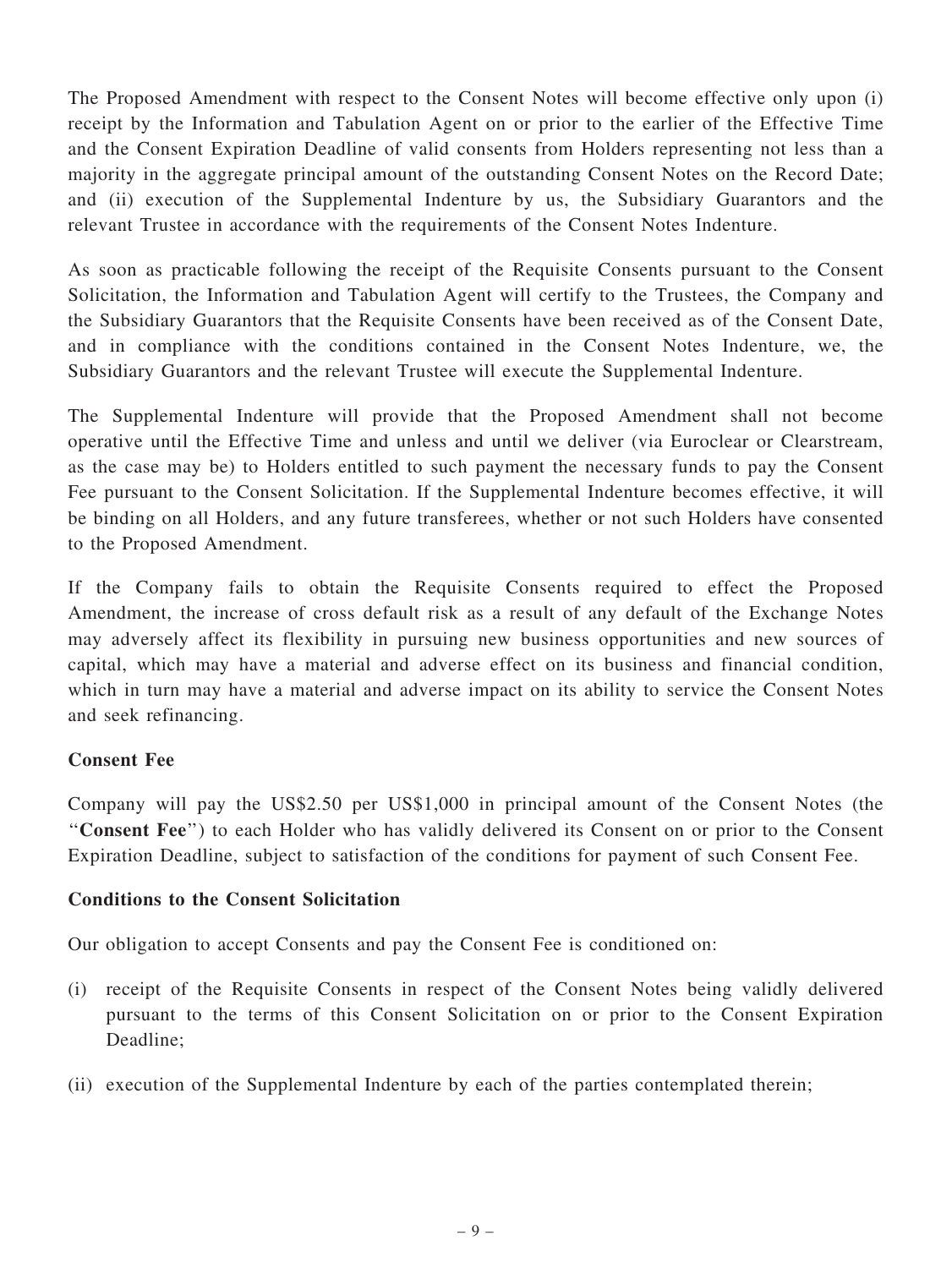The Proposed Amendment with respect to the Consent Notes will become effective only upon (i) receipt by the Information and Tabulation Agent on or prior to the earlier of the Effective Time and the Consent Expiration Deadline of valid consents from Holders representing not less than a majority in the aggregate principal amount of the outstanding Consent Notes on the Record Date; and (ii) execution of the Supplemental Indenture by us, the Subsidiary Guarantors and the relevant Trustee in accordance with the requirements of the Consent Notes Indenture.

As soon as practicable following the receipt of the Requisite Consents pursuant to the Consent Solicitation, the Information and Tabulation Agent will certify to the Trustees, the Company and the Subsidiary Guarantors that the Requisite Consents have been received as of the Consent Date, and in compliance with the conditions contained in the Consent Notes Indenture, we, the Subsidiary Guarantors and the relevant Trustee will execute the Supplemental Indenture.

The Supplemental Indenture will provide that the Proposed Amendment shall not become operative until the Effective Time and unless and until we deliver (via Euroclear or Clearstream, as the case may be) to Holders entitled to such payment the necessary funds to pay the Consent Fee pursuant to the Consent Solicitation. If the Supplemental Indenture becomes effective, it will be binding on all Holders, and any future transferees, whether or not such Holders have consented to the Proposed Amendment.

If the Company fails to obtain the Requisite Consents required to effect the Proposed Amendment, the increase of cross default risk as a result of any default of the Exchange Notes may adversely affect its flexibility in pursuing new business opportunities and new sources of capital, which may have a material and adverse effect on its business and financial condition, which in turn may have a material and adverse impact on its ability to service the Consent Notes and seek refinancing.

**Consent Fee**

Company will pay the US$2.50 per US$1,000 in principal amount of the Consent Notes (the "**Consent Fee**") to each Holder who has validly delivered its Consent on or prior to the Consent Expiration Deadline, subject to satisfaction of the conditions for payment of such Consent Fee.

**Conditions to the Consent Solicitation**

Our obligation to accept Consents and pay the Consent Fee is conditioned on:

(i) receipt of the Requisite Consents in respect of the Consent Notes being validly delivered pursuant to the terms of this Consent Solicitation on or prior to the Consent Expiration Deadline;

(ii) execution of the Supplemental Indenture by each of the parties contemplated therein;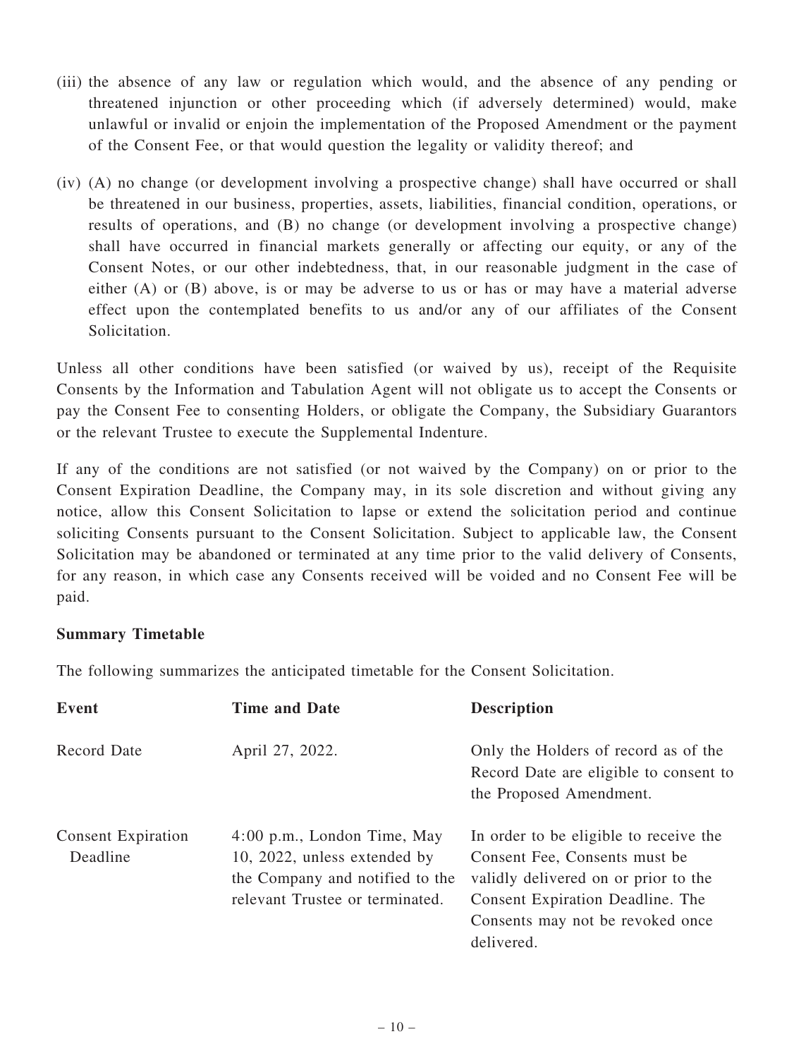(iii) the absence of any law or regulation which would, and the absence of any pending or threatened injunction or other proceeding which (if adversely determined) would, make unlawful or invalid or enjoin the implementation of the Proposed Amendment or the payment of the Consent Fee, or that would question the legality or validity thereof; and

(iv) (A) no change (or development involving a prospective change) shall have occurred or shall be threatened in our business, properties, assets, liabilities, financial condition, operations, or results of operations, and (B) no change (or development involving a prospective change) shall have occurred in financial markets generally or affecting our equity, or any of the Consent Notes, or our other indebtedness, that, in our reasonable judgment in the case of either (A) or (B) above, is or may be adverse to us or has or may have a material adverse effect upon the contemplated benefits to us and/or any of our affiliates of the Consent Solicitation.

Unless all other conditions have been satisfied (or waived by us), receipt of the Requisite Consents by the Information and Tabulation Agent will not obligate us to accept the Consents or pay the Consent Fee to consenting Holders, or obligate the Company, the Subsidiary Guarantors or the relevant Trustee to execute the Supplemental Indenture.

If any of the conditions are not satisfied (or not waived by the Company) on or prior to the Consent Expiration Deadline, the Company may, in its sole discretion and without giving any notice, allow this Consent Solicitation to lapse or extend the solicitation period and continue soliciting Consents pursuant to the Consent Solicitation. Subject to applicable law, the Consent Solicitation may be abandoned or terminated at any time prior to the valid delivery of Consents, for any reason, in which case any Consents received will be voided and no Consent Fee will be paid.

**Summary Timetable**

The following summarizes the anticipated timetable for the Consent Solicitation.

| Event | Time and Date | Description |
|---|---|---|
| Record Date | April 27, 2022. | Only the Holders of record as of the Record Date are eligible to consent to the Proposed Amendment. |
| Consent Expiration Deadline | 4:00 p.m., London Time, May 10, 2022, unless extended by the Company and notified to the relevant Trustee or terminated. | In order to be eligible to receive the Consent Fee, Consents must be validly delivered on or prior to the Consent Expiration Deadline. The Consents may not be revoked once delivered. |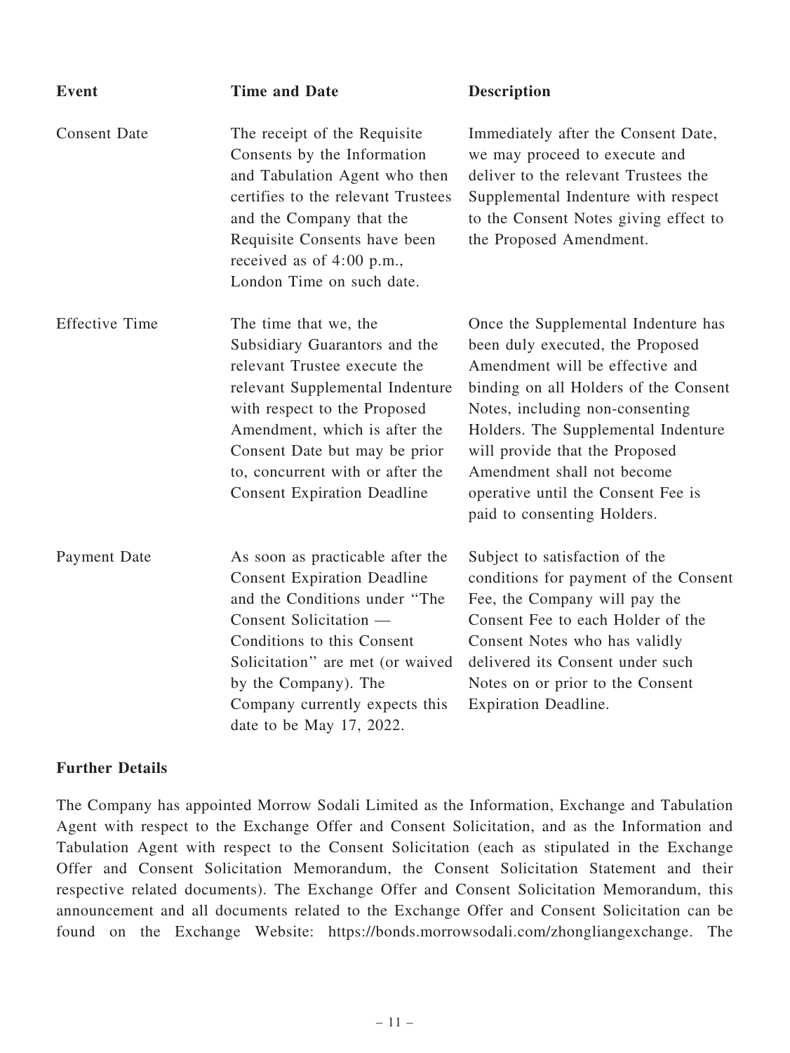| Event | Time and Date | Description |
| --- | --- | --- |
| Consent Date | The receipt of the Requisite Consents by the Information and Tabulation Agent who then certifies to the relevant Trustees and the Company that the Requisite Consents have been received as of 4:00 p.m., London Time on such date. | Immediately after the Consent Date, we may proceed to execute and deliver to the relevant Trustees the Supplemental Indenture with respect to the Consent Notes giving effect to the Proposed Amendment. |
| Effective Time | The time that we, the Subsidiary Guarantors and the relevant Trustee execute the relevant Supplemental Indenture with respect to the Proposed Amendment, which is after the Consent Date but may be prior to, concurrent with or after the Consent Expiration Deadline | Once the Supplemental Indenture has been duly executed, the Proposed Amendment will be effective and binding on all Holders of the Consent Notes, including non-consenting Holders. The Supplemental Indenture will provide that the Proposed Amendment shall not become operative until the Consent Fee is paid to consenting Holders. |
| Payment Date | As soon as practicable after the Consent Expiration Deadline and the Conditions under "The Consent Solicitation — Conditions to this Consent Solicitation" are met (or waived by the Company). The Company currently expects this date to be May 17, 2022. | Subject to satisfaction of the conditions for payment of the Consent Fee, the Company will pay the Consent Fee to each Holder of the Consent Notes who has validly delivered its Consent under such Notes on or prior to the Consent Expiration Deadline. |

**Further Details**

The Company has appointed Morrow Sodali Limited as the Information, Exchange and Tabulation Agent with respect to the Exchange Offer and Consent Solicitation, and as the Information and Tabulation Agent with respect to the Consent Solicitation (each as stipulated in the Exchange Offer and Consent Solicitation Memorandum, the Consent Solicitation Statement and their respective related documents). The Exchange Offer and Consent Solicitation Memorandum, this announcement and all documents related to the Exchange Offer and Consent Solicitation can be found on the Exchange Website: https://bonds.morrowsodali.com/zhongliangexchange. The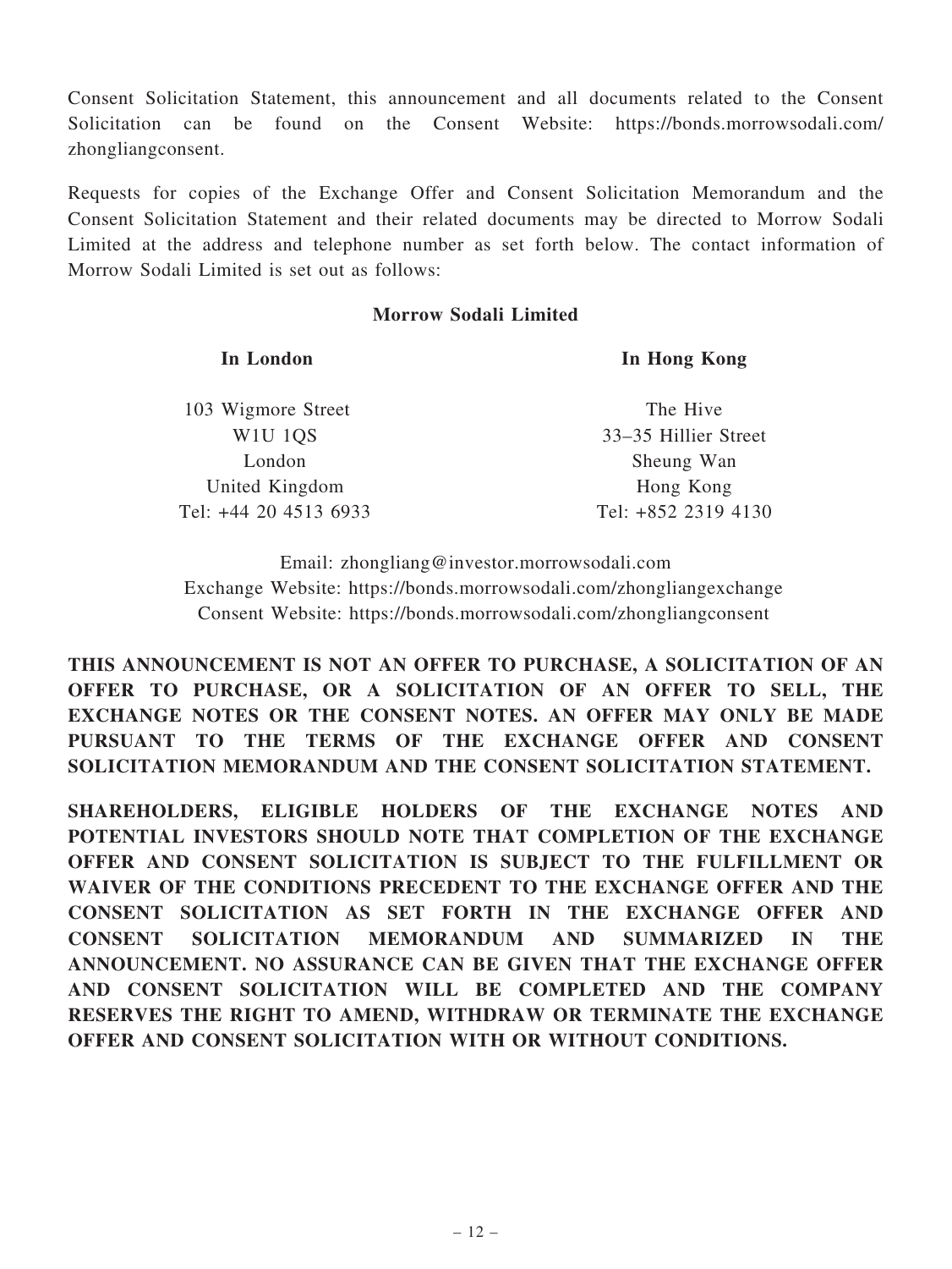Consent Solicitation Statement, this announcement and all documents related to the Consent Solicitation can be found on the Consent Website: https://bonds.morrowsodali.com/zhongliangconsent.

Requests for copies of the Exchange Offer and Consent Solicitation Memorandum and the Consent Solicitation Statement and their related documents may be directed to Morrow Sodali Limited at the address and telephone number as set forth below. The contact information of Morrow Sodali Limited is set out as follows:

**Morrow Sodali Limited**

**In London**

103 Wigmore Street
W1U 1QS
London
United Kingdom
Tel: +44 20 4513 6933

**In Hong Kong**

The Hive
33–35 Hillier Street
Sheung Wan
Hong Kong
Tel: +852 2319 4130

Email: zhongliang@investor.morrowsodali.com
Exchange Website: https://bonds.morrowsodali.com/zhongliangexchange
Consent Website: https://bonds.morrowsodali.com/zhongliangconsent

**THIS ANNOUNCEMENT IS NOT AN OFFER TO PURCHASE, A SOLICITATION OF AN OFFER TO PURCHASE, OR A SOLICITATION OF AN OFFER TO SELL, THE EXCHANGE NOTES OR THE CONSENT NOTES. AN OFFER MAY ONLY BE MADE PURSUANT TO THE TERMS OF THE EXCHANGE OFFER AND CONSENT SOLICITATION MEMORANDUM AND THE CONSENT SOLICITATION STATEMENT.**

**SHAREHOLDERS, ELIGIBLE HOLDERS OF THE EXCHANGE NOTES AND POTENTIAL INVESTORS SHOULD NOTE THAT COMPLETION OF THE EXCHANGE OFFER AND CONSENT SOLICITATION IS SUBJECT TO THE FULFILLMENT OR WAIVER OF THE CONDITIONS PRECEDENT TO THE EXCHANGE OFFER AND THE CONSENT SOLICITATION AS SET FORTH IN THE EXCHANGE OFFER AND CONSENT SOLICITATION MEMORANDUM AND SUMMARIZED IN THE ANNOUNCEMENT. NO ASSURANCE CAN BE GIVEN THAT THE EXCHANGE OFFER AND CONSENT SOLICITATION WILL BE COMPLETED AND THE COMPANY RESERVES THE RIGHT TO AMEND, WITHDRAW OR TERMINATE THE EXCHANGE OFFER AND CONSENT SOLICITATION WITH OR WITHOUT CONDITIONS.**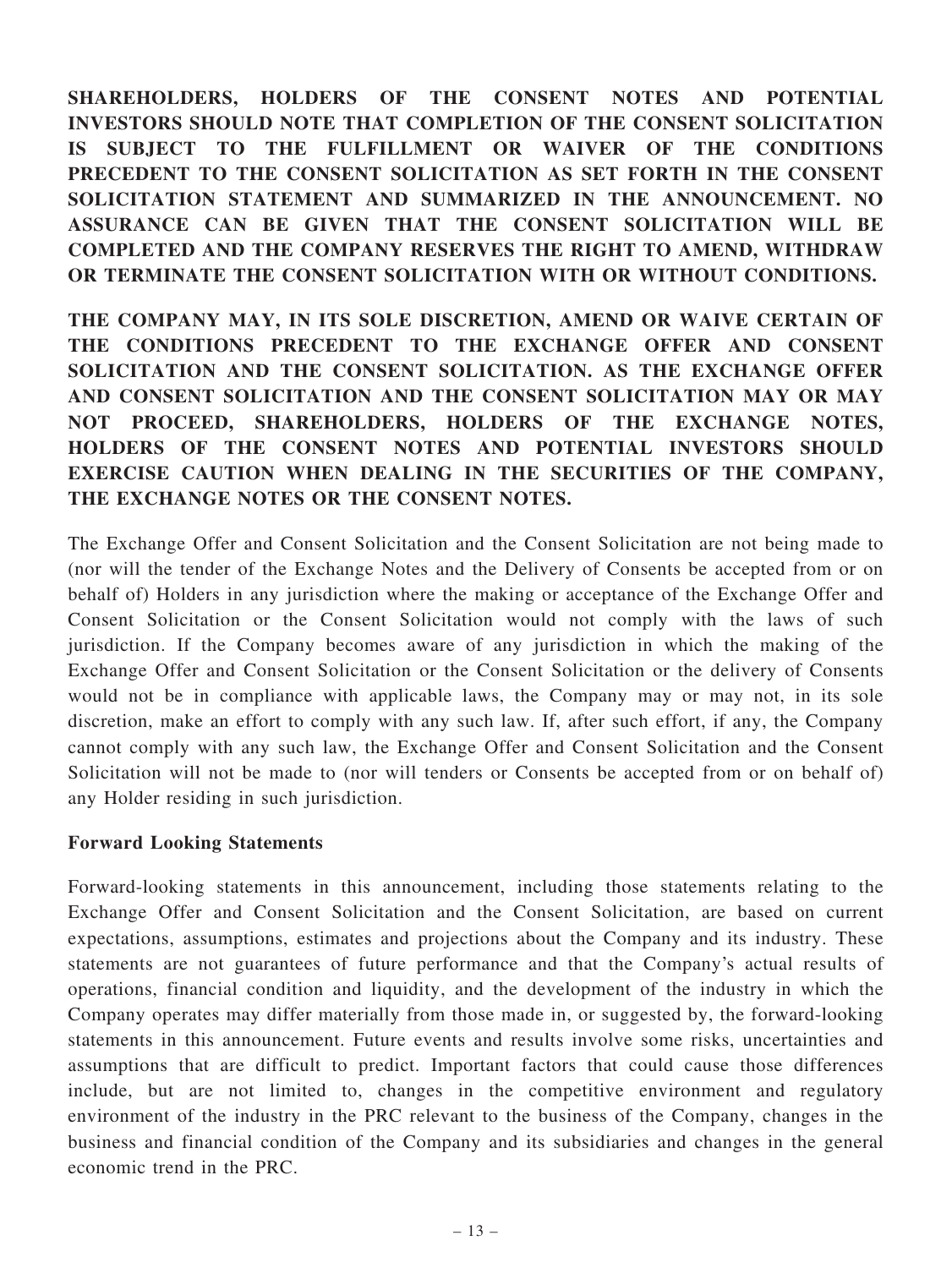**SHAREHOLDERS, HOLDERS OF THE CONSENT NOTES AND POTENTIAL INVESTORS SHOULD NOTE THAT COMPLETION OF THE CONSENT SOLICITATION IS SUBJECT TO THE FULFILLMENT OR WAIVER OF THE CONDITIONS PRECEDENT TO THE CONSENT SOLICITATION AS SET FORTH IN THE CONSENT SOLICITATION STATEMENT AND SUMMARIZED IN THE ANNOUNCEMENT. NO ASSURANCE CAN BE GIVEN THAT THE CONSENT SOLICITATION WILL BE COMPLETED AND THE COMPANY RESERVES THE RIGHT TO AMEND, WITHDRAW OR TERMINATE THE CONSENT SOLICITATION WITH OR WITHOUT CONDITIONS.**

**THE COMPANY MAY, IN ITS SOLE DISCRETION, AMEND OR WAIVE CERTAIN OF THE CONDITIONS PRECEDENT TO THE EXCHANGE OFFER AND CONSENT SOLICITATION AND THE CONSENT SOLICITATION. AS THE EXCHANGE OFFER AND CONSENT SOLICITATION AND THE CONSENT SOLICITATION MAY OR MAY NOT PROCEED, SHAREHOLDERS, HOLDERS OF THE EXCHANGE NOTES, HOLDERS OF THE CONSENT NOTES AND POTENTIAL INVESTORS SHOULD EXERCISE CAUTION WHEN DEALING IN THE SECURITIES OF THE COMPANY, THE EXCHANGE NOTES OR THE CONSENT NOTES.**

The Exchange Offer and Consent Solicitation and the Consent Solicitation are not being made to (nor will the tender of the Exchange Notes and the Delivery of Consents be accepted from or on behalf of) Holders in any jurisdiction where the making or acceptance of the Exchange Offer and Consent Solicitation or the Consent Solicitation would not comply with the laws of such jurisdiction. If the Company becomes aware of any jurisdiction in which the making of the Exchange Offer and Consent Solicitation or the Consent Solicitation or the delivery of Consents would not be in compliance with applicable laws, the Company may or may not, in its sole discretion, make an effort to comply with any such law. If, after such effort, if any, the Company cannot comply with any such law, the Exchange Offer and Consent Solicitation and the Consent Solicitation will not be made to (nor will tenders or Consents be accepted from or on behalf of) any Holder residing in such jurisdiction.

**Forward Looking Statements**

Forward-looking statements in this announcement, including those statements relating to the Exchange Offer and Consent Solicitation and the Consent Solicitation, are based on current expectations, assumptions, estimates and projections about the Company and its industry. These statements are not guarantees of future performance and that the Company's actual results of operations, financial condition and liquidity, and the development of the industry in which the Company operates may differ materially from those made in, or suggested by, the forward-looking statements in this announcement. Future events and results involve some risks, uncertainties and assumptions that are difficult to predict. Important factors that could cause those differences include, but are not limited to, changes in the competitive environment and regulatory environment of the industry in the PRC relevant to the business of the Company, changes in the business and financial condition of the Company and its subsidiaries and changes in the general economic trend in the PRC.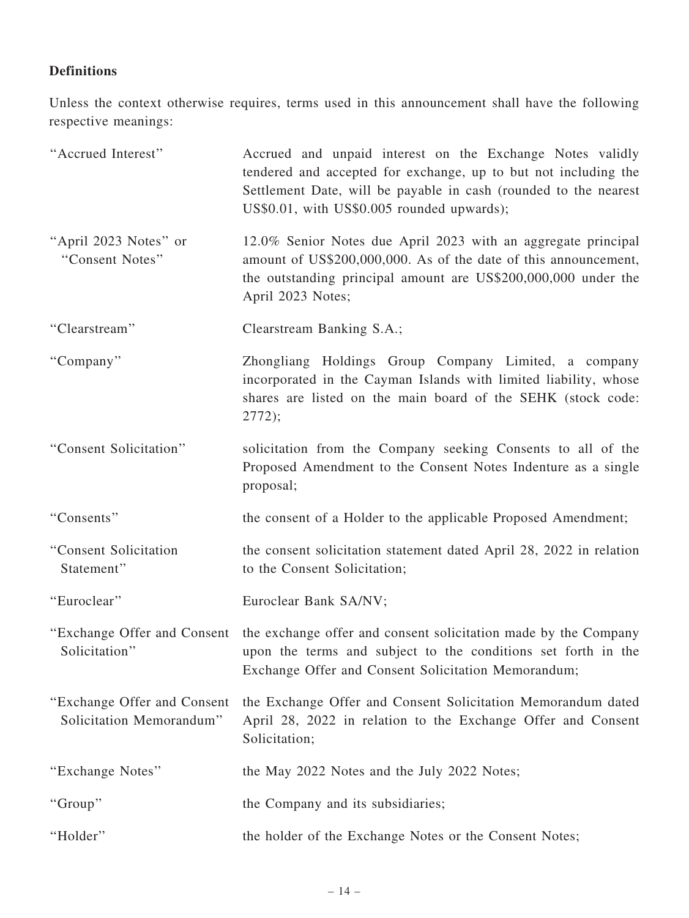**Definitions**

Unless the context otherwise requires, terms used in this announcement shall have the following respective meanings:

| | |
|---|---|
| "Accrued Interest" | Accrued and unpaid interest on the Exchange Notes validly tendered and accepted for exchange, up to but not including the Settlement Date, will be payable in cash (rounded to the nearest US$0.01, with US$0.005 rounded upwards); |
| "April 2023 Notes" or "Consent Notes" | 12.0% Senior Notes due April 2023 with an aggregate principal amount of US$200,000,000. As of the date of this announcement, the outstanding principal amount are US$200,000,000 under the April 2023 Notes; |
| "Clearstream" | Clearstream Banking S.A.; |
| "Company" | Zhongliang Holdings Group Company Limited, a company incorporated in the Cayman Islands with limited liability, whose shares are listed on the main board of the SEHK (stock code: 2772); |
| "Consent Solicitation" | solicitation from the Company seeking Consents to all of the Proposed Amendment to the Consent Notes Indenture as a single proposal; |
| "Consents" | the consent of a Holder to the applicable Proposed Amendment; |
| "Consent Solicitation Statement" | the consent solicitation statement dated April 28, 2022 in relation to the Consent Solicitation; |
| "Euroclear" | Euroclear Bank SA/NV; |
| "Exchange Offer and Consent Solicitation" | the exchange offer and consent solicitation made by the Company upon the terms and subject to the conditions set forth in the Exchange Offer and Consent Solicitation Memorandum; |
| "Exchange Offer and Consent Solicitation Memorandum" | the Exchange Offer and Consent Solicitation Memorandum dated April 28, 2022 in relation to the Exchange Offer and Consent Solicitation; |
| "Exchange Notes" | the May 2022 Notes and the July 2022 Notes; |
| "Group" | the Company and its subsidiaries; |
| "Holder" | the holder of the Exchange Notes or the Consent Notes; |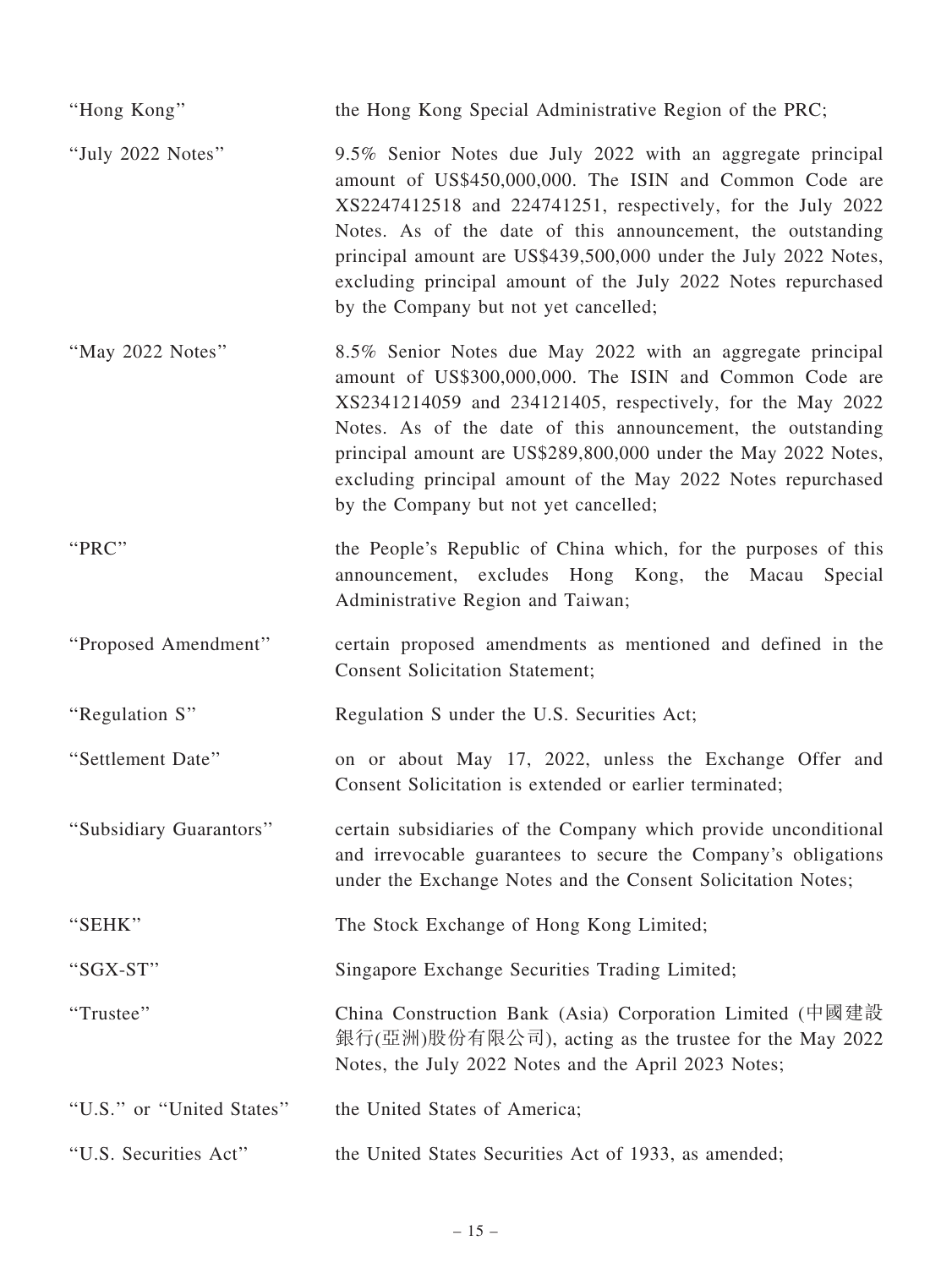| | |
|---|---|
| "Hong Kong" | the Hong Kong Special Administrative Region of the PRC; |
| "July 2022 Notes" | 9.5% Senior Notes due July 2022 with an aggregate principal amount of US$450,000,000. The ISIN and Common Code are XS2247412518 and 224741251, respectively, for the July 2022 Notes. As of the date of this announcement, the outstanding principal amount are US$439,500,000 under the July 2022 Notes, excluding principal amount of the July 2022 Notes repurchased by the Company but not yet cancelled; |
| "May 2022 Notes" | 8.5% Senior Notes due May 2022 with an aggregate principal amount of US$300,000,000. The ISIN and Common Code are XS2341214059 and 234121405, respectively, for the May 2022 Notes. As of the date of this announcement, the outstanding principal amount are US$289,800,000 under the May 2022 Notes, excluding principal amount of the May 2022 Notes repurchased by the Company but not yet cancelled; |
| "PRC" | the People's Republic of China which, for the purposes of this announcement, excludes Hong Kong, the Macau Special Administrative Region and Taiwan; |
| "Proposed Amendment" | certain proposed amendments as mentioned and defined in the Consent Solicitation Statement; |
| "Regulation S" | Regulation S under the U.S. Securities Act; |
| "Settlement Date" | on or about May 17, 2022, unless the Exchange Offer and Consent Solicitation is extended or earlier terminated; |
| "Subsidiary Guarantors" | certain subsidiaries of the Company which provide unconditional and irrevocable guarantees to secure the Company's obligations under the Exchange Notes and the Consent Solicitation Notes; |
| "SEHK" | The Stock Exchange of Hong Kong Limited; |
| "SGX-ST" | Singapore Exchange Securities Trading Limited; |
| "Trustee" | China Construction Bank (Asia) Corporation Limited (中國建設銀行(亞洲)股份有限公司), acting as the trustee for the May 2022 Notes, the July 2022 Notes and the April 2023 Notes; |
| "U.S." or "United States" | the United States of America; |
| "U.S. Securities Act" | the United States Securities Act of 1933, as amended; |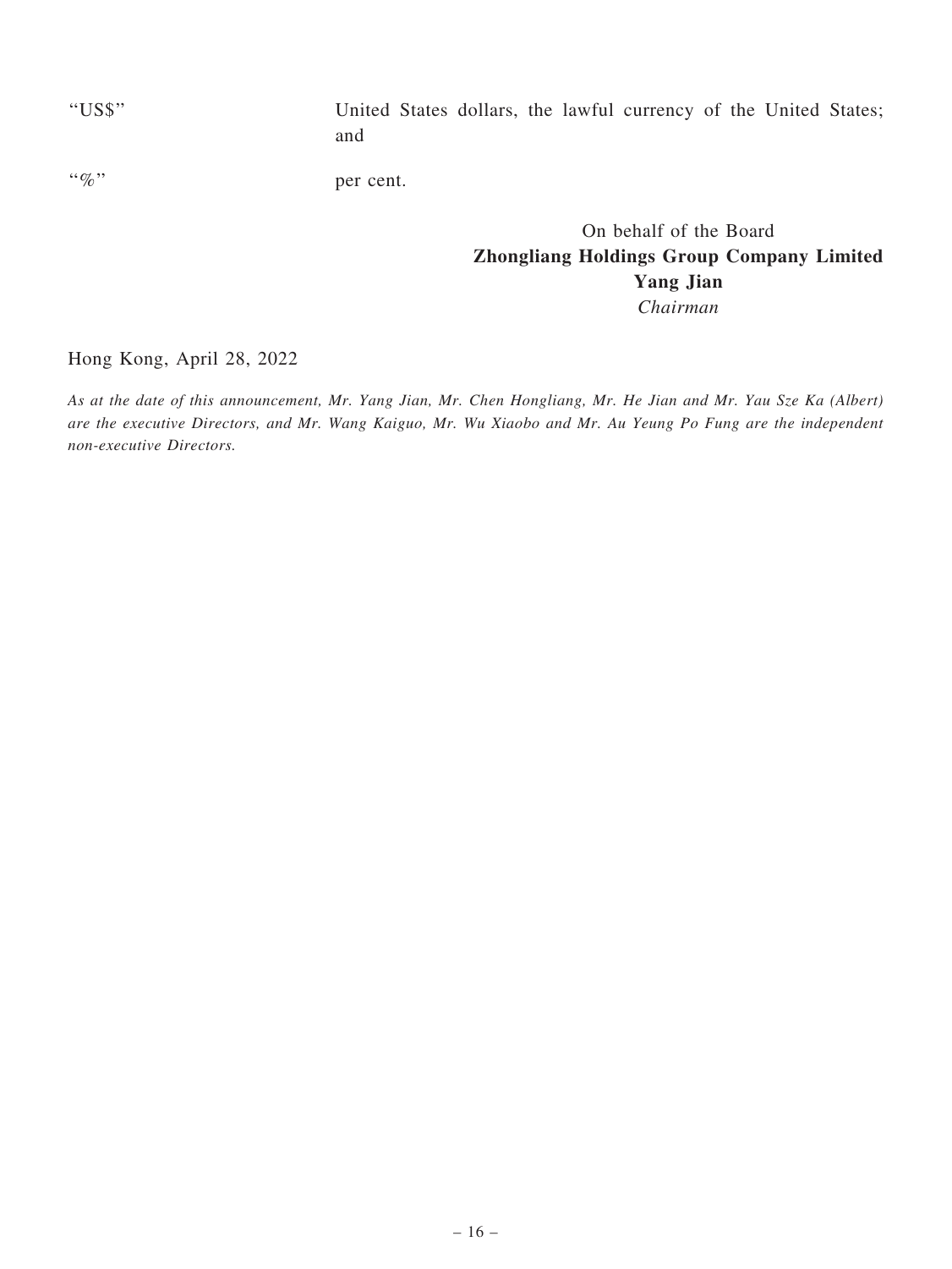| | |
|---|---|
| "US$" | United States dollars, the lawful currency of the United States; and |
| "%" | per cent. |

On behalf of the Board
**Zhongliang Holdings Group Company Limited**
**Yang Jian**
*Chairman*

Hong Kong, April 28, 2022

*As at the date of this announcement, Mr. Yang Jian, Mr. Chen Hongliang, Mr. He Jian and Mr. Yau Sze Ka (Albert) are the executive Directors, and Mr. Wang Kaiguo, Mr. Wu Xiaobo and Mr. Au Yeung Po Fung are the independent non-executive Directors.*